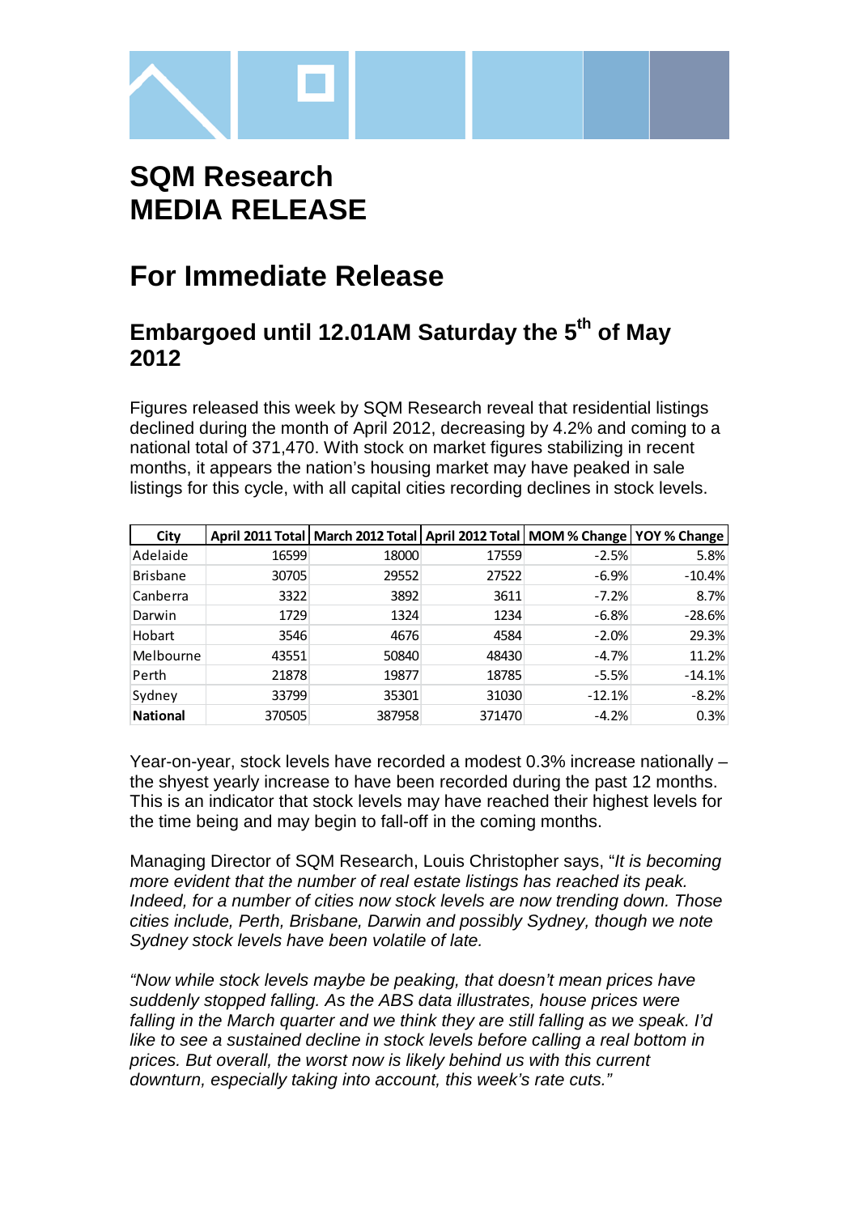# SQM Research
# MEDIA RELEASE

# For Immediate Release

## Embargoed until 12.01AM Saturday the 5th of May 2012

Figures released this week by SQM Research reveal that residential listings declined during the month of April 2012, decreasing by 4.2% and coming to a national total of 371,470. With stock on market figures stabilizing in recent months, it appears the nation's housing market may have peaked in sale listings for this cycle, with all capital cities recording declines in stock levels.

| City | April 2011 Total | March 2012 Total | April 2012 Total | MOM % Change | YOY % Change |
|---|---|---|---|---|---|
| Adelaide | 16599 | 18000 | 17559 | -2.5% | 5.8% |
| Brisbane | 30705 | 29552 | 27522 | -6.9% | -10.4% |
| Canberra | 3322 | 3892 | 3611 | -7.2% | 8.7% |
| Darwin | 1729 | 1324 | 1234 | -6.8% | -28.6% |
| Hobart | 3546 | 4676 | 4584 | -2.0% | 29.3% |
| Melbourne | 43551 | 50840 | 48430 | -4.7% | 11.2% |
| Perth | 21878 | 19877 | 18785 | -5.5% | -14.1% |
| Sydney | 33799 | 35301 | 31030 | -12.1% | -8.2% |
| **National** | 370505 | 387958 | 371470 | -4.2% | 0.3% |

Year-on-year, stock levels have recorded a modest 0.3% increase nationally – the shyest yearly increase to have been recorded during the past 12 months. This is an indicator that stock levels may have reached their highest levels for the time being and may begin to fall-off in the coming months.

Managing Director of SQM Research, Louis Christopher says, "*It is becoming more evident that the number of real estate listings has reached its peak. Indeed, for a number of cities now stock levels are now trending down. Those cities include, Perth, Brisbane, Darwin and possibly Sydney, though we note Sydney stock levels have been volatile of late.*

*"Now while stock levels maybe be peaking, that doesn't mean prices have suddenly stopped falling. As the ABS data illustrates, house prices were falling in the March quarter and we think they are still falling as we speak. I'd like to see a sustained decline in stock levels before calling a real bottom in prices. But overall, the worst now is likely behind us with this current downturn, especially taking into account, this week's rate cuts."*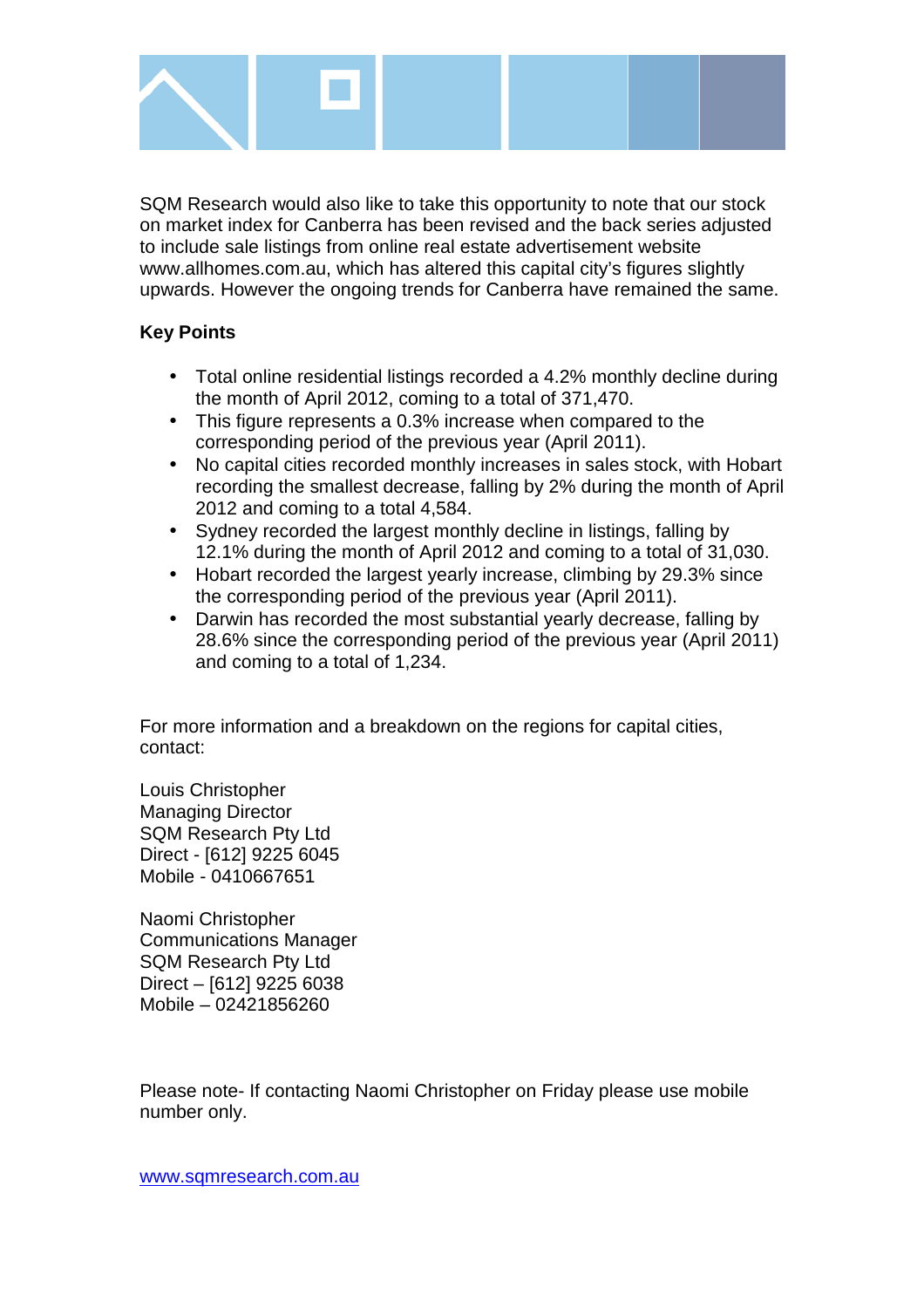SQM Research would also like to take this opportunity to note that our stock on market index for Canberra has been revised and the back series adjusted to include sale listings from online real estate advertisement website www.allhomes.com.au, which has altered this capital city's figures slightly upwards. However the ongoing trends for Canberra have remained the same.

**Key Points**

- Total online residential listings recorded a 4.2% monthly decline during the month of April 2012, coming to a total of 371,470.
- This figure represents a 0.3% increase when compared to the corresponding period of the previous year (April 2011).
- No capital cities recorded monthly increases in sales stock, with Hobart recording the smallest decrease, falling by 2% during the month of April 2012 and coming to a total 4,584.
- Sydney recorded the largest monthly decline in listings, falling by 12.1% during the month of April 2012 and coming to a total of 31,030.
- Hobart recorded the largest yearly increase, climbing by 29.3% since the corresponding period of the previous year (April 2011).
- Darwin has recorded the most substantial yearly decrease, falling by 28.6% since the corresponding period of the previous year (April 2011) and coming to a total of 1,234.

For more information and a breakdown on the regions for capital cities, contact:

Louis Christopher  
Managing Director  
SQM Research Pty Ltd  
Direct - [612] 9225 6045  
Mobile - 0410667651

Naomi Christopher  
Communications Manager  
SQM Research Pty Ltd  
Direct – [612] 9225 6038  
Mobile – 02421856260

Please note- If contacting Naomi Christopher on Friday please use mobile number only.

www.sqmresearch.com.au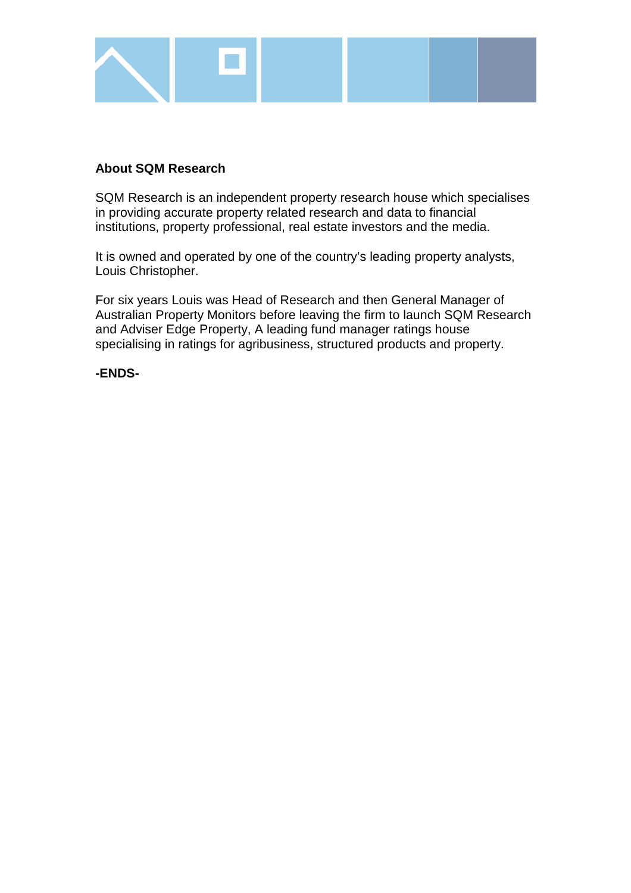**About SQM Research**

SQM Research is an independent property research house which specialises in providing accurate property related research and data to financial institutions, property professional, real estate investors and the media.

It is owned and operated by one of the country's leading property analysts, Louis Christopher.

For six years Louis was Head of Research and then General Manager of Australian Property Monitors before leaving the firm to launch SQM Research and Adviser Edge Property, A leading fund manager ratings house specialising in ratings for agribusiness, structured products and property.

**-ENDS-**